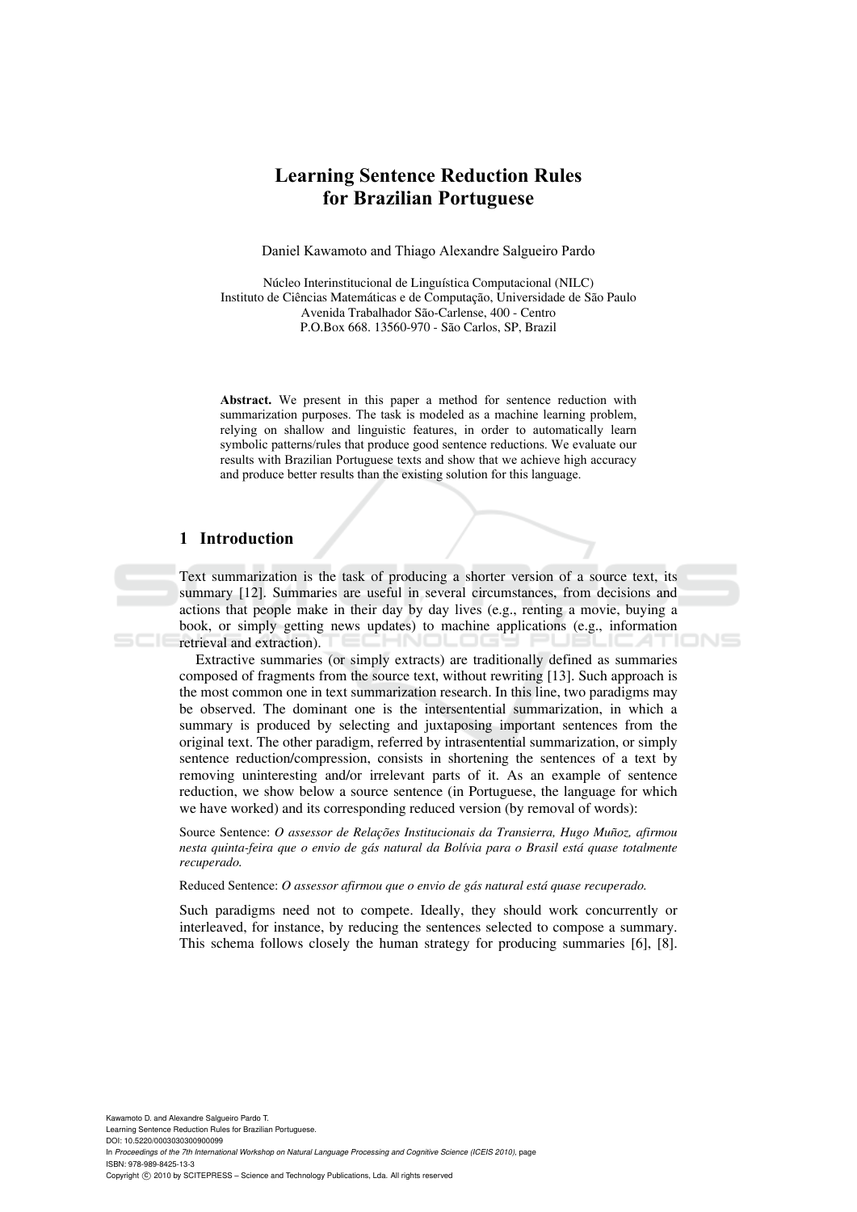# Learning Sentence Reduction Rules for Brazilian Portuguese

Daniel Kawamoto and Thiago Alexandre Salgueiro Pardo

Núcleo Interinstitucional de Linguística Computacional (NILC)
Instituto de Ciências Matemáticas e de Computação, Universidade de São Paulo
Avenida Trabalhador São-Carlense, 400 - Centro
P.O.Box 668. 13560-970 - São Carlos, SP, Brazil

**Abstract.** We present in this paper a method for sentence reduction with summarization purposes. The task is modeled as a machine learning problem, relying on shallow and linguistic features, in order to automatically learn symbolic patterns/rules that produce good sentence reductions. We evaluate our results with Brazilian Portuguese texts and show that we achieve high accuracy and produce better results than the existing solution for this language.

## 1 Introduction

Text summarization is the task of producing a shorter version of a source text, its summary [12]. Summaries are useful in several circumstances, from decisions and actions that people make in their day by day lives (e.g., renting a movie, buying a book, or simply getting news updates) to machine applications (e.g., information retrieval and extraction).

Extractive summaries (or simply extracts) are traditionally defined as summaries composed of fragments from the source text, without rewriting [13]. Such approach is the most common one in text summarization research. In this line, two paradigms may be observed. The dominant one is the intersentential summarization, in which a summary is produced by selecting and juxtaposing important sentences from the original text. The other paradigm, referred by intrasentential summarization, or simply sentence reduction/compression, consists in shortening the sentences of a text by removing uninteresting and/or irrelevant parts of it. As an example of sentence reduction, we show below a source sentence (in Portuguese, the language for which we have worked) and its corresponding reduced version (by removal of words):

Source Sentence: *O assessor de Relações Institucionais da Transierra, Hugo Muñoz, afirmou nesta quinta-feira que o envio de gás natural da Bolívia para o Brasil está quase totalmente recuperado.*

Reduced Sentence: *O assessor afirmou que o envio de gás natural está quase recuperado.*

Such paradigms need not to compete. Ideally, they should work concurrently or interleaved, for instance, by reducing the sentences selected to compose a summary. This schema follows closely the human strategy for producing summaries [6], [8].

Kawamoto D. and Alexandre Salgueiro Pardo T.
Learning Sentence Reduction Rules for Brazilian Portuguese.
DOI: 10.5220/0003030300900099
In *Proceedings of the 7th International Workshop on Natural Language Processing and Cognitive Science (ICEIS 2010)*, page
ISBN: 978-989-8425-13-3
Copyright © 2010 by SCITEPRESS – Science and Technology Publications, Lda. All rights reserved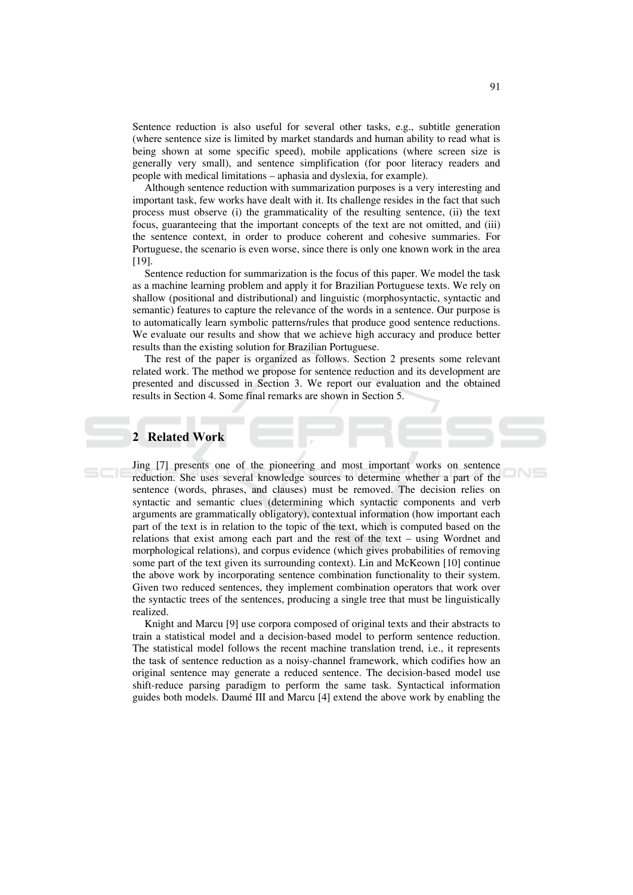Sentence reduction is also useful for several other tasks, e.g., subtitle generation (where sentence size is limited by market standards and human ability to read what is being shown at some specific speed), mobile applications (where screen size is generally very small), and sentence simplification (for poor literacy readers and people with medical limitations – aphasia and dyslexia, for example).

Although sentence reduction with summarization purposes is a very interesting and important task, few works have dealt with it. Its challenge resides in the fact that such process must observe (i) the grammaticality of the resulting sentence, (ii) the text focus, guaranteeing that the important concepts of the text are not omitted, and (iii) the sentence context, in order to produce coherent and cohesive summaries. For Portuguese, the scenario is even worse, since there is only one known work in the area [19].

Sentence reduction for summarization is the focus of this paper. We model the task as a machine learning problem and apply it for Brazilian Portuguese texts. We rely on shallow (positional and distributional) and linguistic (morphosyntactic, syntactic and semantic) features to capture the relevance of the words in a sentence. Our purpose is to automatically learn symbolic patterns/rules that produce good sentence reductions. We evaluate our results and show that we achieve high accuracy and produce better results than the existing solution for Brazilian Portuguese.

The rest of the paper is organized as follows. Section 2 presents some relevant related work. The method we propose for sentence reduction and its development are presented and discussed in Section 3. We report our evaluation and the obtained results in Section 4. Some final remarks are shown in Section 5.

## 2 Related Work

Jing [7] presents one of the pioneering and most important works on sentence reduction. She uses several knowledge sources to determine whether a part of the sentence (words, phrases, and clauses) must be removed. The decision relies on syntactic and semantic clues (determining which syntactic components and verb arguments are grammatically obligatory), contextual information (how important each part of the text is in relation to the topic of the text, which is computed based on the relations that exist among each part and the rest of the text – using Wordnet and morphological relations), and corpus evidence (which gives probabilities of removing some part of the text given its surrounding context). Lin and McKeown [10] continue the above work by incorporating sentence combination functionality to their system. Given two reduced sentences, they implement combination operators that work over the syntactic trees of the sentences, producing a single tree that must be linguistically realized.

Knight and Marcu [9] use corpora composed of original texts and their abstracts to train a statistical model and a decision-based model to perform sentence reduction. The statistical model follows the recent machine translation trend, i.e., it represents the task of sentence reduction as a noisy-channel framework, which codifies how an original sentence may generate a reduced sentence. The decision-based model use shift-reduce parsing paradigm to perform the same task. Syntactical information guides both models. Daumé III and Marcu [4] extend the above work by enabling the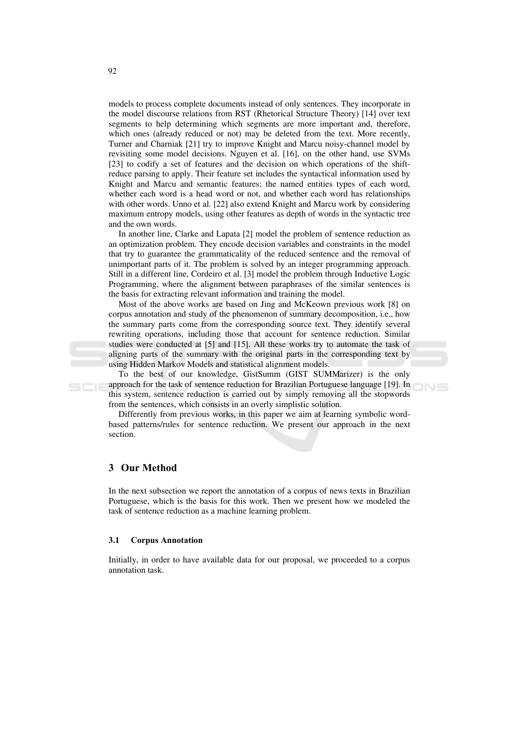models to process complete documents instead of only sentences. They incorporate in the model discourse relations from RST (Rhetorical Structure Theory) [14] over text segments to help determining which segments are more important and, therefore, which ones (already reduced or not) may be deleted from the text. More recently, Turner and Charniak [21] try to improve Knight and Marcu noisy-channel model by revisiting some model decisions. Nguyen et al. [16], on the other hand, use SVMs [23] to codify a set of features and the decision on which operations of the shift-reduce parsing to apply. Their feature set includes the syntactical information used by Knight and Marcu and semantic features: the named entities types of each word, whether each word is a head word or not, and whether each word has relationships with other words. Unno et al. [22] also extend Knight and Marcu work by considering maximum entropy models, using other features as depth of words in the syntactic tree and the own words.

In another line, Clarke and Lapata [2] model the problem of sentence reduction as an optimization problem. They encode decision variables and constraints in the model that try to guarantee the grammaticality of the reduced sentence and the removal of unimportant parts of it. The problem is solved by an integer programming approach. Still in a different line, Cordeiro et al. [3] model the problem through Inductive Logic Programming, where the alignment between paraphrases of the similar sentences is the basis for extracting relevant information and training the model.

Most of the above works are based on Jing and McKeown previous work [8] on corpus annotation and study of the phenomenon of summary decomposition, i.e., how the summary parts come from the corresponding source text. They identify several rewriting operations, including those that account for sentence reduction. Similar studies were conducted at [5] and [15]. All these works try to automate the task of aligning parts of the summary with the original parts in the corresponding text by using Hidden Markov Models and statistical alignment models.

To the best of our knowledge, GistSumm (GIST SUMMarizer) is the only approach for the task of sentence reduction for Brazilian Portuguese language [19]. In this system, sentence reduction is carried out by simply removing all the stopwords from the sentences, which consists in an overly simplistic solution.

Differently from previous works, in this paper we aim at learning symbolic word-based patterns/rules for sentence reduction. We present our approach in the next section.

## 3 Our Method

In the next subsection we report the annotation of a corpus of news texts in Brazilian Portuguese, which is the basis for this work. Then we present how we modeled the task of sentence reduction as a machine learning problem.

### 3.1 Corpus Annotation

Initially, in order to have available data for our proposal, we proceeded to a corpus annotation task.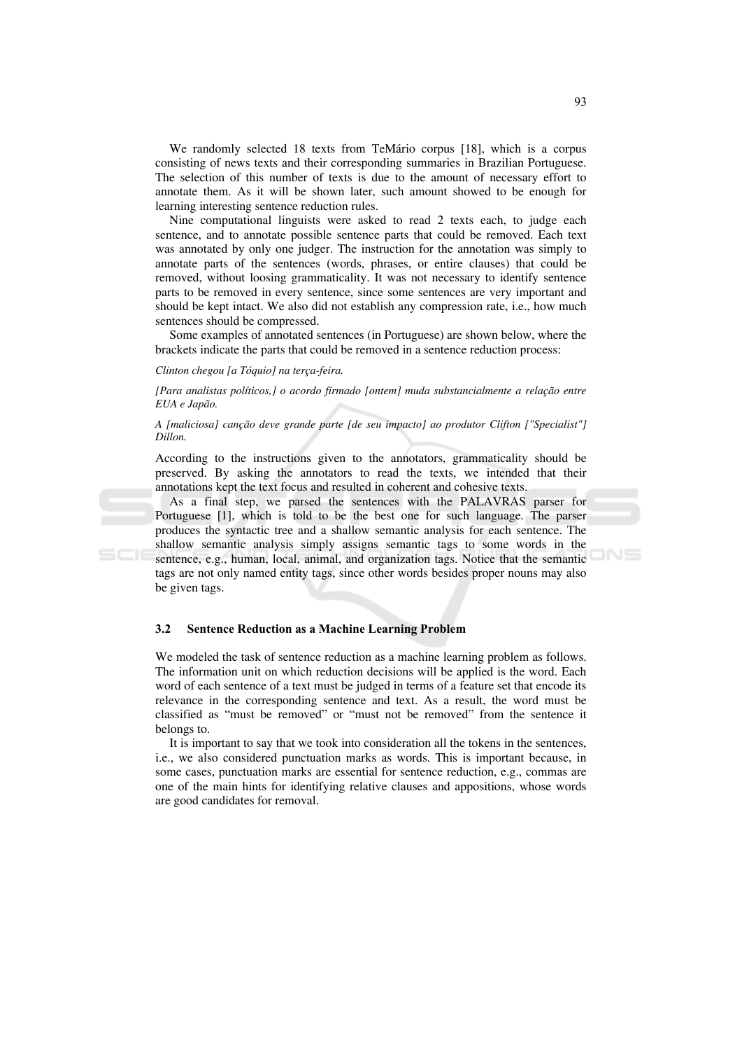We randomly selected 18 texts from TeMário corpus [18], which is a corpus consisting of news texts and their corresponding summaries in Brazilian Portuguese. The selection of this number of texts is due to the amount of necessary effort to annotate them. As it will be shown later, such amount showed to be enough for learning interesting sentence reduction rules.

Nine computational linguists were asked to read 2 texts each, to judge each sentence, and to annotate possible sentence parts that could be removed. Each text was annotated by only one judger. The instruction for the annotation was simply to annotate parts of the sentences (words, phrases, or entire clauses) that could be removed, without loosing grammaticality. It was not necessary to identify sentence parts to be removed in every sentence, since some sentences are very important and should be kept intact. We also did not establish any compression rate, i.e., how much sentences should be compressed.

Some examples of annotated sentences (in Portuguese) are shown below, where the brackets indicate the parts that could be removed in a sentence reduction process:

*Clinton chegou [a Tóquio] na terça-feira.*

*[Para analistas políticos,] o acordo firmado [ontem] muda substancialmente a relação entre EUA e Japão.*

*A [maliciosa] canção deve grande parte [de seu impacto] ao produtor Clifton ["Specialist"] Dillon.*

According to the instructions given to the annotators, grammaticality should be preserved. By asking the annotators to read the texts, we intended that their annotations kept the text focus and resulted in coherent and cohesive texts.

As a final step, we parsed the sentences with the PALAVRAS parser for Portuguese [1], which is told to be the best one for such language. The parser produces the syntactic tree and a shallow semantic analysis for each sentence. The shallow semantic analysis simply assigns semantic tags to some words in the sentence, e.g., human, local, animal, and organization tags. Notice that the semantic tags are not only named entity tags, since other words besides proper nouns may also be given tags.

### 3.2 Sentence Reduction as a Machine Learning Problem

We modeled the task of sentence reduction as a machine learning problem as follows. The information unit on which reduction decisions will be applied is the word. Each word of each sentence of a text must be judged in terms of a feature set that encode its relevance in the corresponding sentence and text. As a result, the word must be classified as "must be removed" or "must not be removed" from the sentence it belongs to.

It is important to say that we took into consideration all the tokens in the sentences, i.e., we also considered punctuation marks as words. This is important because, in some cases, punctuation marks are essential for sentence reduction, e.g., commas are one of the main hints for identifying relative clauses and appositions, whose words are good candidates for removal.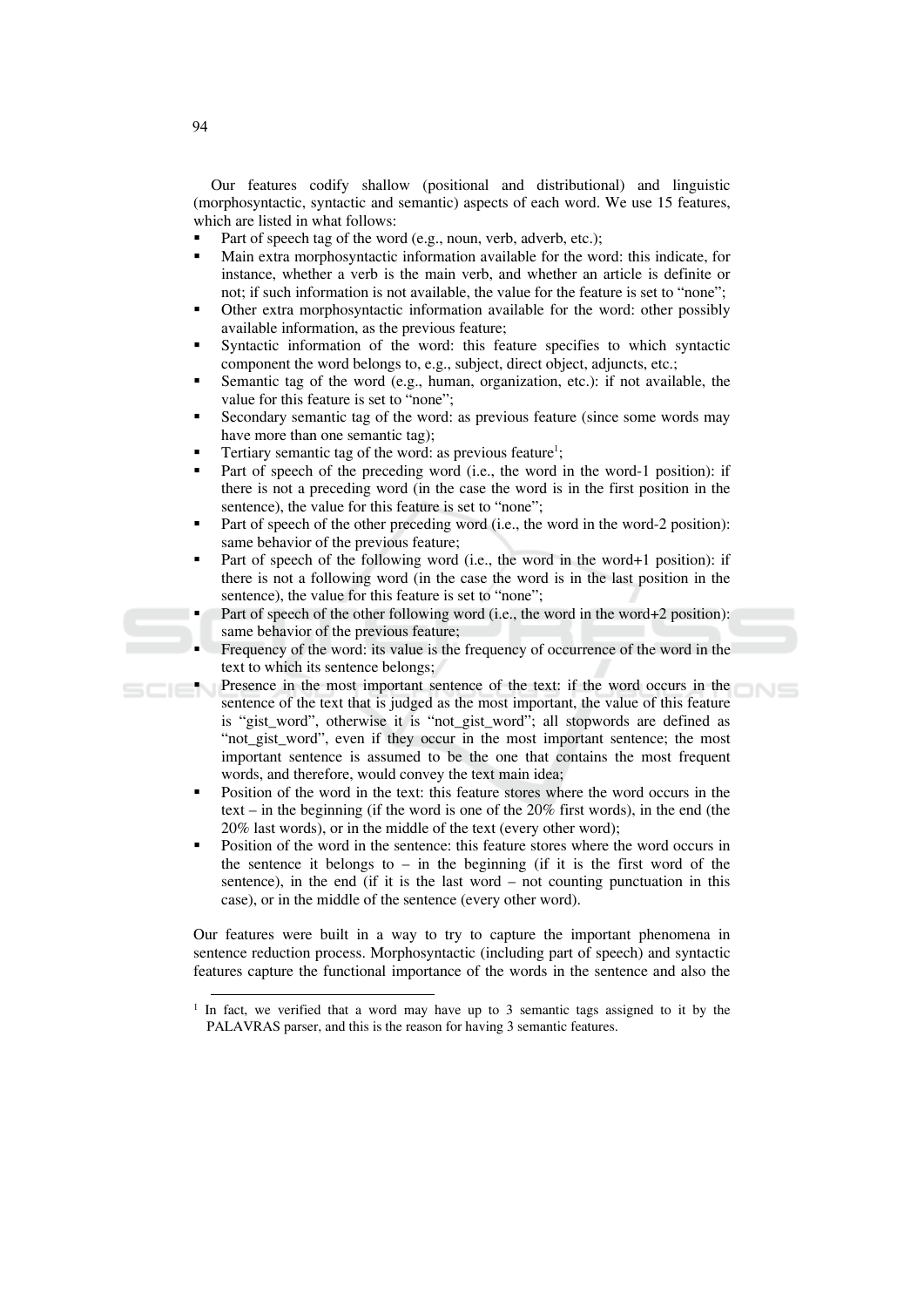Our features codify shallow (positional and distributional) and linguistic (morphosyntactic, syntactic and semantic) aspects of each word. We use 15 features, which are listed in what follows:

- Part of speech tag of the word (e.g., noun, verb, adverb, etc.);
- Main extra morphosyntactic information available for the word: this indicate, for instance, whether a verb is the main verb, and whether an article is definite or not; if such information is not available, the value for the feature is set to "none";
- Other extra morphosyntactic information available for the word: other possibly available information, as the previous feature;
- Syntactic information of the word: this feature specifies to which syntactic component the word belongs to, e.g., subject, direct object, adjuncts, etc.;
- Semantic tag of the word (e.g., human, organization, etc.): if not available, the value for this feature is set to "none";
- Secondary semantic tag of the word: as previous feature (since some words may have more than one semantic tag);
- Tertiary semantic tag of the word: as previous feature[1];
- Part of speech of the preceding word (i.e., the word in the word-1 position): if there is not a preceding word (in the case the word is in the first position in the sentence), the value for this feature is set to "none";
- Part of speech of the other preceding word (i.e., the word in the word-2 position): same behavior of the previous feature;
- Part of speech of the following word (i.e., the word in the word+1 position): if there is not a following word (in the case the word is in the last position in the sentence), the value for this feature is set to "none";
- Part of speech of the other following word (i.e., the word in the word+2 position): same behavior of the previous feature;
- Frequency of the word: its value is the frequency of occurrence of the word in the text to which its sentence belongs;
- Presence in the most important sentence of the text: if the word occurs in the sentence of the text that is judged as the most important, the value of this feature is "gist_word", otherwise it is "not_gist_word"; all stopwords are defined as "not_gist_word", even if they occur in the most important sentence; the most important sentence is assumed to be the one that contains the most frequent words, and therefore, would convey the text main idea;
- Position of the word in the text: this feature stores where the word occurs in the text – in the beginning (if the word is one of the 20% first words), in the end (the 20% last words), or in the middle of the text (every other word);
- Position of the word in the sentence: this feature stores where the word occurs in the sentence it belongs to – in the beginning (if it is the first word of the sentence), in the end (if it is the last word – not counting punctuation in this case), or in the middle of the sentence (every other word).

Our features were built in a way to try to capture the important phenomena in sentence reduction process. Morphosyntactic (including part of speech) and syntactic features capture the functional importance of the words in the sentence and also the

[1] In fact, we verified that a word may have up to 3 semantic tags assigned to it by the PALAVRAS parser, and this is the reason for having 3 semantic features.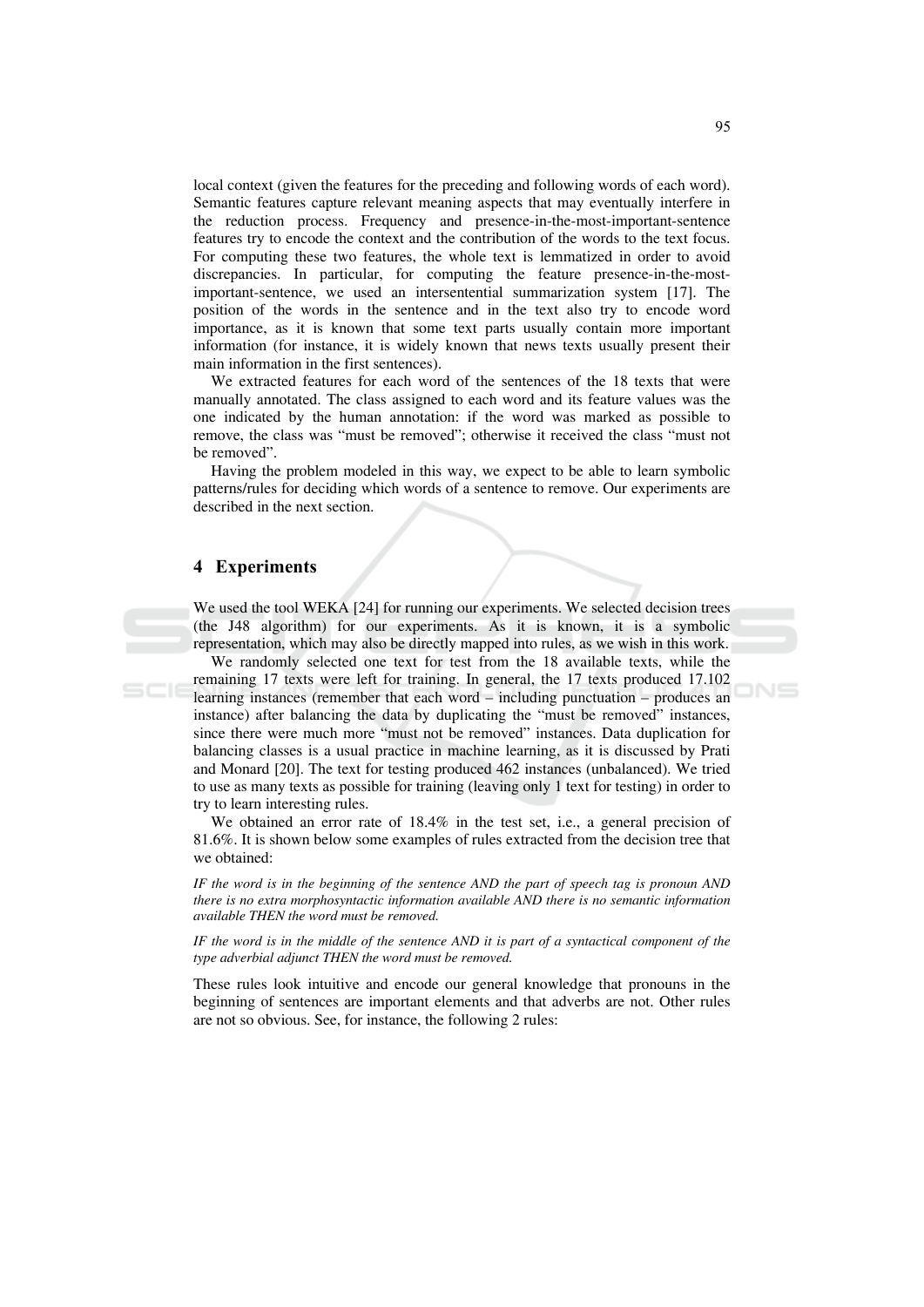local context (given the features for the preceding and following words of each word). Semantic features capture relevant meaning aspects that may eventually interfere in the reduction process. Frequency and presence-in-the-most-important-sentence features try to encode the context and the contribution of the words to the text focus. For computing these two features, the whole text is lemmatized in order to avoid discrepancies. In particular, for computing the feature presence-in-the-most-important-sentence, we used an intersentential summarization system [17]. The position of the words in the sentence and in the text also try to encode word importance, as it is known that some text parts usually contain more important information (for instance, it is widely known that news texts usually present their main information in the first sentences).

We extracted features for each word of the sentences of the 18 texts that were manually annotated. The class assigned to each word and its feature values was the one indicated by the human annotation: if the word was marked as possible to remove, the class was "must be removed"; otherwise it received the class "must not be removed".

Having the problem modeled in this way, we expect to be able to learn symbolic patterns/rules for deciding which words of a sentence to remove. Our experiments are described in the next section.

## 4 Experiments

We used the tool WEKA [24] for running our experiments. We selected decision trees (the J48 algorithm) for our experiments. As it is known, it is a symbolic representation, which may also be directly mapped into rules, as we wish in this work.

We randomly selected one text for test from the 18 available texts, while the remaining 17 texts were left for training. In general, the 17 texts produced 17.102 learning instances (remember that each word – including punctuation – produces an instance) after balancing the data by duplicating the "must be removed" instances, since there were much more "must not be removed" instances. Data duplication for balancing classes is a usual practice in machine learning, as it is discussed by Prati and Monard [20]. The text for testing produced 462 instances (unbalanced). We tried to use as many texts as possible for training (leaving only 1 text for testing) in order to try to learn interesting rules.

We obtained an error rate of 18.4% in the test set, i.e., a general precision of 81.6%. It is shown below some examples of rules extracted from the decision tree that we obtained:

*IF the word is in the beginning of the sentence AND the part of speech tag is pronoun AND there is no extra morphosyntactic information available AND there is no semantic information available THEN the word must be removed.*

*IF the word is in the middle of the sentence AND it is part of a syntactical component of the type adverbial adjunct THEN the word must be removed.*

These rules look intuitive and encode our general knowledge that pronouns in the beginning of sentences are important elements and that adverbs are not. Other rules are not so obvious. See, for instance, the following 2 rules: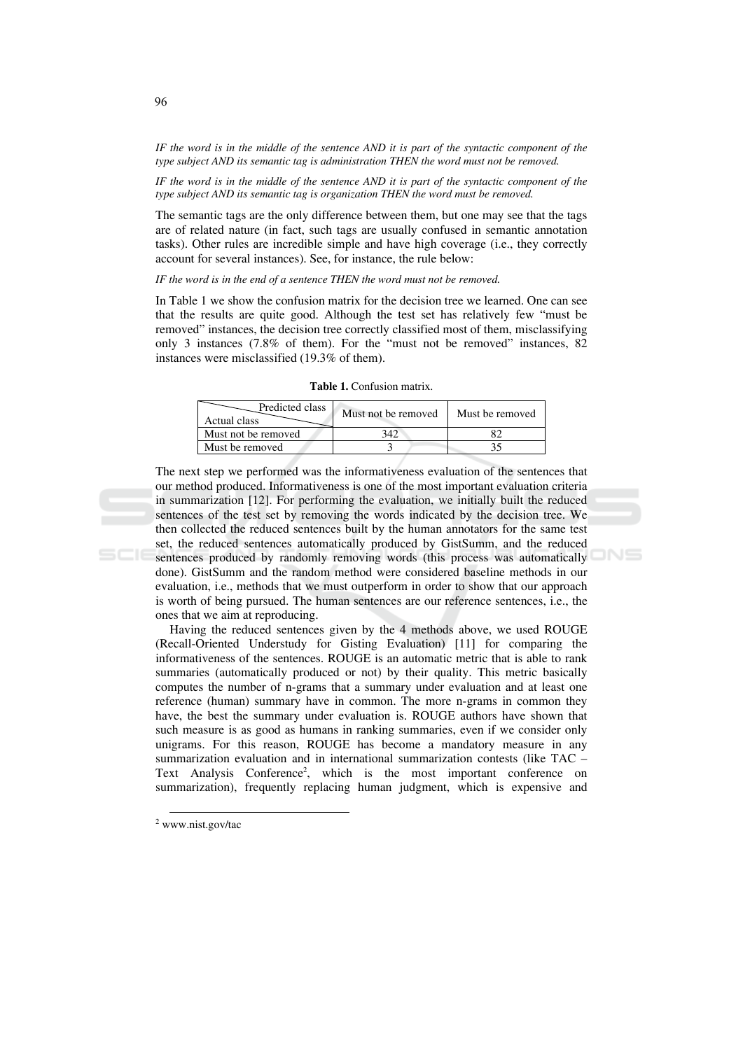*IF the word is in the middle of the sentence AND it is part of the syntactic component of the type subject AND its semantic tag is administration THEN the word must not be removed.*

*IF the word is in the middle of the sentence AND it is part of the syntactic component of the type subject AND its semantic tag is organization THEN the word must be removed.*

The semantic tags are the only difference between them, but one may see that the tags are of related nature (in fact, such tags are usually confused in semantic annotation tasks). Other rules are incredible simple and have high coverage (i.e., they correctly account for several instances). See, for instance, the rule below:

*IF the word is in the end of a sentence THEN the word must not be removed.*

In Table 1 we show the confusion matrix for the decision tree we learned. One can see that the results are quite good. Although the test set has relatively few "must be removed" instances, the decision tree correctly classified most of them, misclassifying only 3 instances (7.8% of them). For the "must not be removed" instances, 82 instances were misclassified (19.3% of them).

**Table 1.** Confusion matrix.

| Actual class \ Predicted class | Must not be removed | Must be removed |
|---|---|---|
| Must not be removed | 342 | 82 |
| Must be removed | 3 | 35 |

The next step we performed was the informativeness evaluation of the sentences that our method produced. Informativeness is one of the most important evaluation criteria in summarization [12]. For performing the evaluation, we initially built the reduced sentences of the test set by removing the words indicated by the decision tree. We then collected the reduced sentences built by the human annotators for the same test set, the reduced sentences automatically produced by GistSumm, and the reduced sentences produced by randomly removing words (this process was automatically done). GistSumm and the random method were considered baseline methods in our evaluation, i.e., methods that we must outperform in order to show that our approach is worth of being pursued. The human sentences are our reference sentences, i.e., the ones that we aim at reproducing.

Having the reduced sentences given by the 4 methods above, we used ROUGE (Recall-Oriented Understudy for Gisting Evaluation) [11] for comparing the informativeness of the sentences. ROUGE is an automatic metric that is able to rank summaries (automatically produced or not) by their quality. This metric basically computes the number of n-grams that a summary under evaluation and at least one reference (human) summary have in common. The more n-grams in common they have, the best the summary under evaluation is. ROUGE authors have shown that such measure is as good as humans in ranking summaries, even if we consider only unigrams. For this reason, ROUGE has become a mandatory measure in any summarization evaluation and in international summarization contests (like TAC – Text Analysis Conference[2], which is the most important conference on summarization), frequently replacing human judgment, which is expensive and

[2] www.nist.gov/tac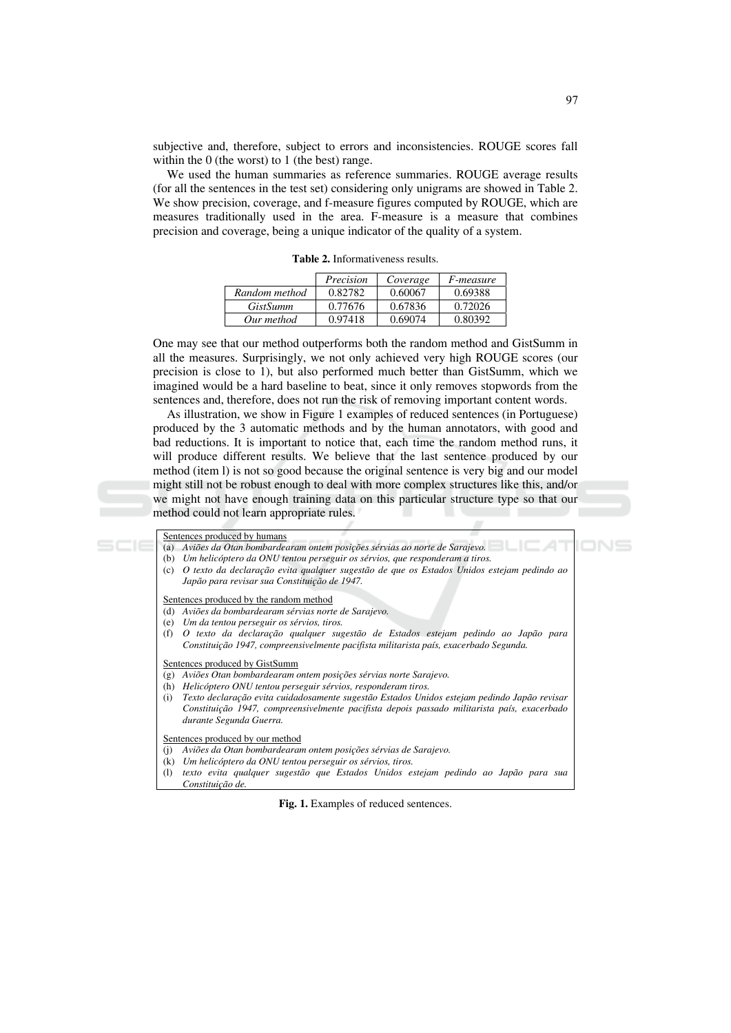subjective and, therefore, subject to errors and inconsistencies. ROUGE scores fall within the 0 (the worst) to 1 (the best) range.

We used the human summaries as reference summaries. ROUGE average results (for all the sentences in the test set) considering only unigrams are showed in Table 2. We show precision, coverage, and f-measure figures computed by ROUGE, which are measures traditionally used in the area. F-measure is a measure that combines precision and coverage, being a unique indicator of the quality of a system.

**Table 2.** Informativeness results.

| | *Precision* | *Coverage* | *F-measure* |
|---|---|---|---|
| *Random method* | 0.82782 | 0.60067 | 0.69388 |
| *GistSumm* | 0.77676 | 0.67836 | 0.72026 |
| *Our method* | 0.97418 | 0.69074 | 0.80392 |

One may see that our method outperforms both the random method and GistSumm in all the measures. Surprisingly, we not only achieved very high ROUGE scores (our precision is close to 1), but also performed much better than GistSumm, which we imagined would be a hard baseline to beat, since it only removes stopwords from the sentences and, therefore, does not run the risk of removing important content words.

As illustration, we show in Figure 1 examples of reduced sentences (in Portuguese) produced by the 3 automatic methods and by the human annotators, with good and bad reductions. It is important to notice that, each time the random method runs, it will produce different results. We believe that the last sentence produced by our method (item l) is not so good because the original sentence is very big and our model might still not be robust enough to deal with more complex structures like this, and/or we might not have enough training data on this particular structure type so that our method could not learn appropriate rules.

Sentences produced by humans

(a) *Aviões da Otan bombardearam ontem posições sérvias ao norte de Sarajevo.*
(b) *Um helicóptero da ONU tentou perseguir os sérvios, que responderam a tiros.*
(c) *O texto da declaração evita qualquer sugestão de que os Estados Unidos estejam pedindo ao Japão para revisar sua Constituição de 1947.*

Sentences produced by the random method

(d) *Aviões da bombardearam sérvias norte de Sarajevo.*
(e) *Um da tentou perseguir os sérvios, tiros.*
(f) *O texto da declaração qualquer sugestão de Estados estejam pedindo ao Japão para Constituição 1947, compreensivelmente pacifista militarista país, exacerbado Segunda.*

Sentences produced by GistSumm

(g) *Aviões Otan bombardearam ontem posições sérvias norte Sarajevo.*
(h) *Helicóptero ONU tentou perseguir sérvios, responderam tiros.*
(i) *Texto declaração evita cuidadosamente sugestão Estados Unidos estejam pedindo Japão revisar Constituição 1947, compreensivelmente pacifista depois passado militarista país, exacerbado durante Segunda Guerra.*

Sentences produced by our method

(j) *Aviões da Otan bombardearam ontem posições sérvias de Sarajevo.*
(k) *Um helicóptero da ONU tentou perseguir os sérvios, tiros.*
(l) *texto evita qualquer sugestão que Estados Unidos estejam pedindo ao Japão para sua Constituição de.*

**Fig. 1.** Examples of reduced sentences.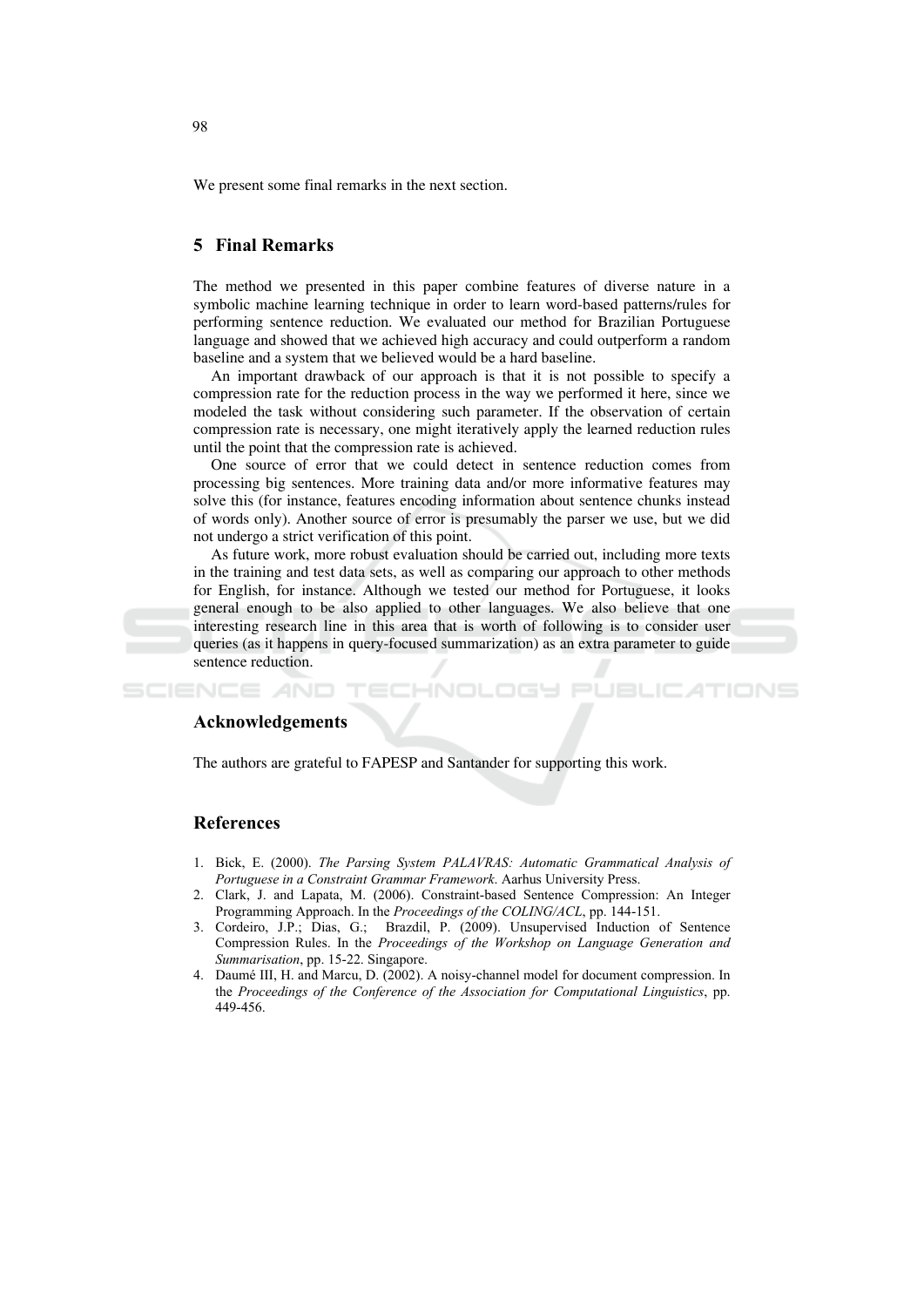We present some final remarks in the next section.

## 5 Final Remarks

The method we presented in this paper combine features of diverse nature in a symbolic machine learning technique in order to learn word-based patterns/rules for performing sentence reduction. We evaluated our method for Brazilian Portuguese language and showed that we achieved high accuracy and could outperform a random baseline and a system that we believed would be a hard baseline.

An important drawback of our approach is that it is not possible to specify a compression rate for the reduction process in the way we performed it here, since we modeled the task without considering such parameter. If the observation of certain compression rate is necessary, one might iteratively apply the learned reduction rules until the point that the compression rate is achieved.

One source of error that we could detect in sentence reduction comes from processing big sentences. More training data and/or more informative features may solve this (for instance, features encoding information about sentence chunks instead of words only). Another source of error is presumably the parser we use, but we did not undergo a strict verification of this point.

As future work, more robust evaluation should be carried out, including more texts in the training and test data sets, as well as comparing our approach to other methods for English, for instance. Although we tested our method for Portuguese, it looks general enough to be also applied to other languages. We also believe that one interesting research line in this area that is worth of following is to consider user queries (as it happens in query-focused summarization) as an extra parameter to guide sentence reduction.

### Acknowledgements

The authors are grateful to FAPESP and Santander for supporting this work.

### References

1. Bick, E. (2000). *The Parsing System PALAVRAS: Automatic Grammatical Analysis of Portuguese in a Constraint Grammar Framework*. Aarhus University Press.
2. Clark, J. and Lapata, M. (2006). Constraint-based Sentence Compression: An Integer Programming Approach. In the *Proceedings of the COLING/ACL*, pp. 144-151.
3. Cordeiro, J.P.; Dias, G.; Brazdil, P. (2009). Unsupervised Induction of Sentence Compression Rules. In the *Proceedings of the Workshop on Language Generation and Summarisation*, pp. 15-22. Singapore.
4. Daumé III, H. and Marcu, D. (2002). A noisy-channel model for document compression. In the *Proceedings of the Conference of the Association for Computational Linguistics*, pp. 449-456.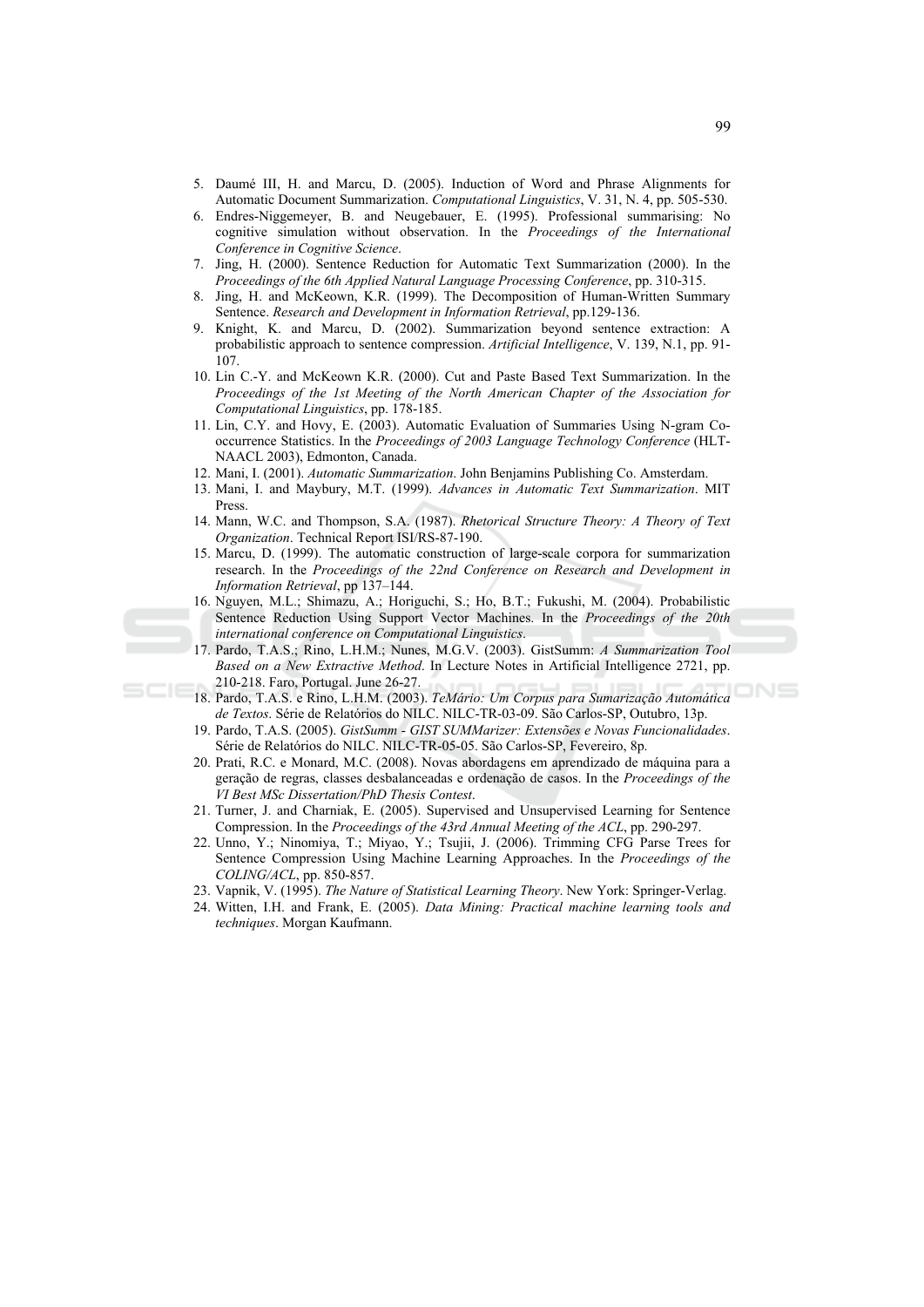5. Daumé III, H. and Marcu, D. (2005). Induction of Word and Phrase Alignments for Automatic Document Summarization. *Computational Linguistics*, V. 31, N. 4, pp. 505-530.
6. Endres-Niggemeyer, B. and Neugebauer, E. (1995). Professional summarising: No cognitive simulation without observation. In the *Proceedings of the International Conference in Cognitive Science*.
7. Jing, H. (2000). Sentence Reduction for Automatic Text Summarization (2000). In the *Proceedings of the 6th Applied Natural Language Processing Conference*, pp. 310-315.
8. Jing, H. and McKeown, K.R. (1999). The Decomposition of Human-Written Summary Sentence. *Research and Development in Information Retrieval*, pp.129-136.
9. Knight, K. and Marcu, D. (2002). Summarization beyond sentence extraction: A probabilistic approach to sentence compression. *Artificial Intelligence*, V. 139, N.1, pp. 91-107.
10. Lin C.-Y. and McKeown K.R. (2000). Cut and Paste Based Text Summarization. In the *Proceedings of the 1st Meeting of the North American Chapter of the Association for Computational Linguistics*, pp. 178-185.
11. Lin, C.Y. and Hovy, E. (2003). Automatic Evaluation of Summaries Using N-gram Co-occurrence Statistics. In the *Proceedings of 2003 Language Technology Conference* (HLT-NAACL 2003), Edmonton, Canada.
12. Mani, I. (2001). *Automatic Summarization*. John Benjamins Publishing Co. Amsterdam.
13. Mani, I. and Maybury, M.T. (1999). *Advances in Automatic Text Summarization*. MIT Press.
14. Mann, W.C. and Thompson, S.A. (1987). *Rhetorical Structure Theory: A Theory of Text Organization*. Technical Report ISI/RS-87-190.
15. Marcu, D. (1999). The automatic construction of large-scale corpora for summarization research. In the *Proceedings of the 22nd Conference on Research and Development in Information Retrieval*, pp 137–144.
16. Nguyen, M.L.; Shimazu, A.; Horiguchi, S.; Ho, B.T.; Fukushi, M. (2004). Probabilistic Sentence Reduction Using Support Vector Machines. In the *Proceedings of the 20th international conference on Computational Linguistics*.
17. Pardo, T.A.S.; Rino, L.H.M.; Nunes, M.G.V. (2003). GistSumm: *A Summarization Tool Based on a New Extractive Method*. In Lecture Notes in Artificial Intelligence 2721, pp. 210-218. Faro, Portugal. June 26-27.
18. Pardo, T.A.S. e Rino, L.H.M. (2003). *TeMário: Um Corpus para Sumarização Automática de Textos*. Série de Relatórios do NILC. NILC-TR-03-09. São Carlos-SP, Outubro, 13p.
19. Pardo, T.A.S. (2005). *GistSumm - GIST SUMMarizer: Extensões e Novas Funcionalidades*. Série de Relatórios do NILC. NILC-TR-05-05. São Carlos-SP, Fevereiro, 8p.
20. Prati, R.C. e Monard, M.C. (2008). Novas abordagens em aprendizado de máquina para a geração de regras, classes desbalanceadas e ordenação de casos. In the *Proceedings of the VI Best MSc Dissertation/PhD Thesis Contest*.
21. Turner, J. and Charniak, E. (2005). Supervised and Unsupervised Learning for Sentence Compression. In the *Proceedings of the 43rd Annual Meeting of the ACL*, pp. 290-297.
22. Unno, Y.; Ninomiya, T.; Miyao, Y.; Tsujii, J. (2006). Trimming CFG Parse Trees for Sentence Compression Using Machine Learning Approaches. In the *Proceedings of the COLING/ACL*, pp. 850-857.
23. Vapnik, V. (1995). *The Nature of Statistical Learning Theory*. New York: Springer-Verlag.
24. Witten, I.H. and Frank, E. (2005). *Data Mining: Practical machine learning tools and techniques*. Morgan Kaufmann.